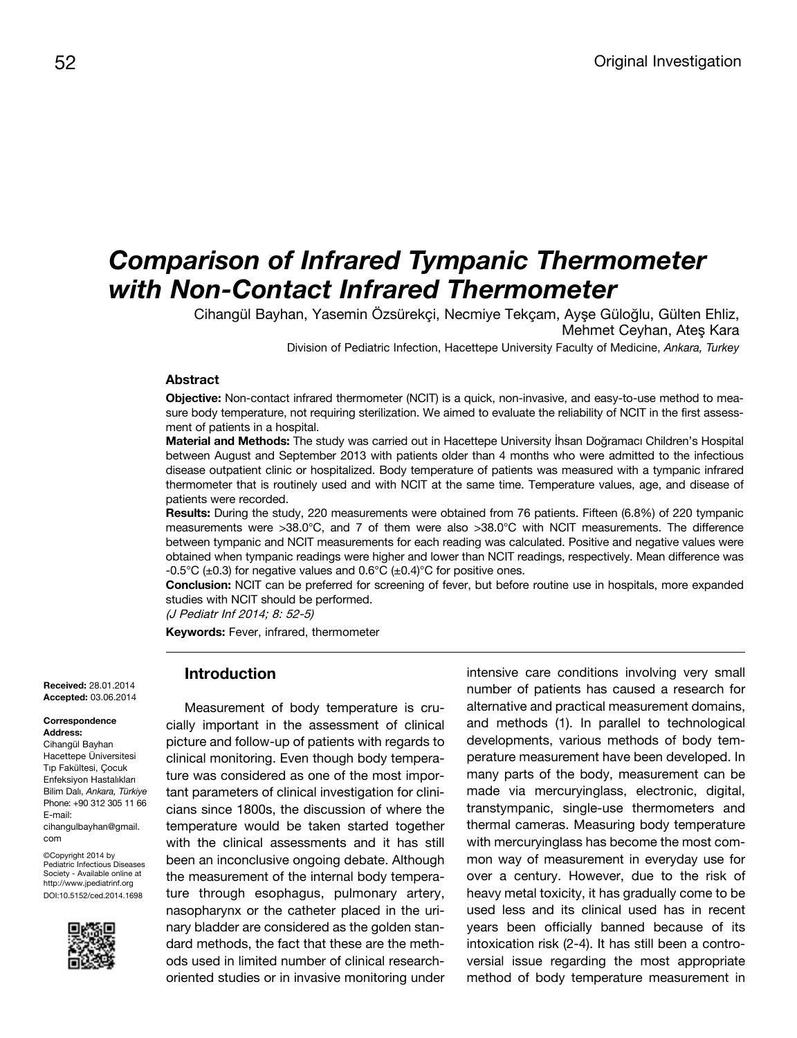Original Investigation

# Comparison of Infrared Tympanic Thermometer with Non-Contact Infrared Thermometer

Cihangül Bayhan, Yasemin Özsürekçi, Necmiye Tekçam, Ayşe Güloğlu, Gülten Ehliz, Mehmet Ceyhan, Ateş Kara

Division of Pediatric Infection, Hacettepe University Faculty of Medicine, *Ankara, Turkey*

### Abstract

**Objective:** Non-contact infrared thermometer (NCIT) is a quick, non-invasive, and easy-to-use method to measure body temperature, not requiring sterilization. We aimed to evaluate the reliability of NCIT in the first assessment of patients in a hospital.

**Material and Methods:** The study was carried out in Hacettepe University İhsan Doğramacı Children's Hospital between August and September 2013 with patients older than 4 months who were admitted to the infectious disease outpatient clinic or hospitalized. Body temperature of patients was measured with a tympanic infrared thermometer that is routinely used and with NCIT at the same time. Temperature values, age, and disease of patients were recorded.

**Results:** During the study, 220 measurements were obtained from 76 patients. Fifteen (6.8%) of 220 tympanic measurements were >38.0°C, and 7 of them were also >38.0°C with NCIT measurements. The difference between tympanic and NCIT measurements for each reading was calculated. Positive and negative values were obtained when tympanic readings were higher and lower than NCIT readings, respectively. Mean difference was -0.5°C (±0.3) for negative values and 0.6°C (±0.4)°C for positive ones.

**Conclusion:** NCIT can be preferred for screening of fever, but before routine use in hospitals, more expanded studies with NCIT should be performed.

*(J Pediatr Inf 2014; 8: 52-5)*

**Keywords:** Fever, infrared, thermometer

**Received:** 28.01.2014
**Accepted:** 03.06.2014

**Correspondence Address:**
Cihangül Bayhan
Hacettepe Üniversitesi Tıp Fakültesi, Çocuk Enfeksiyon Hastalıkları Bilim Dalı, *Ankara, Türkiye*
Phone: +90 312 305 11 66
E-mail: cihangulbayhan@gmail.com

©Copyright 2014 by Pediatric Infectious Diseases Society - Available online at http://www.jpediatrinf.org
DOI:10.5152/ced.2014.1698

## Introduction

Measurement of body temperature is crucially important in the assessment of clinical picture and follow-up of patients with regards to clinical monitoring. Even though body temperature was considered as one of the most important parameters of clinical investigation for clinicians since 1800s, the discussion of where the temperature would be taken started together with the clinical assessments and it has still been an inconclusive ongoing debate. Although the measurement of the internal body temperature through esophagus, pulmonary artery, nasopharynx or the catheter placed in the urinary bladder are considered as the golden standard methods, the fact that these are the methods used in limited number of clinical research-oriented studies or in invasive monitoring under intensive care conditions involving very small number of patients has caused a research for alternative and practical measurement domains, and methods (1). In parallel to technological developments, various methods of body temperature measurement have been developed. In many parts of the body, measurement can be made via mercuryinglass, electronic, digital, transtympanic, single-use thermometers and thermal cameras. Measuring body temperature with mercuryinglass has become the most common way of measurement in everyday use for over a century. However, due to the risk of heavy metal toxicity, it has gradually come to be used less and its clinical used has in recent years been officially banned because of its intoxication risk (2-4). It has still been a controversial issue regarding the most appropriate method of body temperature measurement in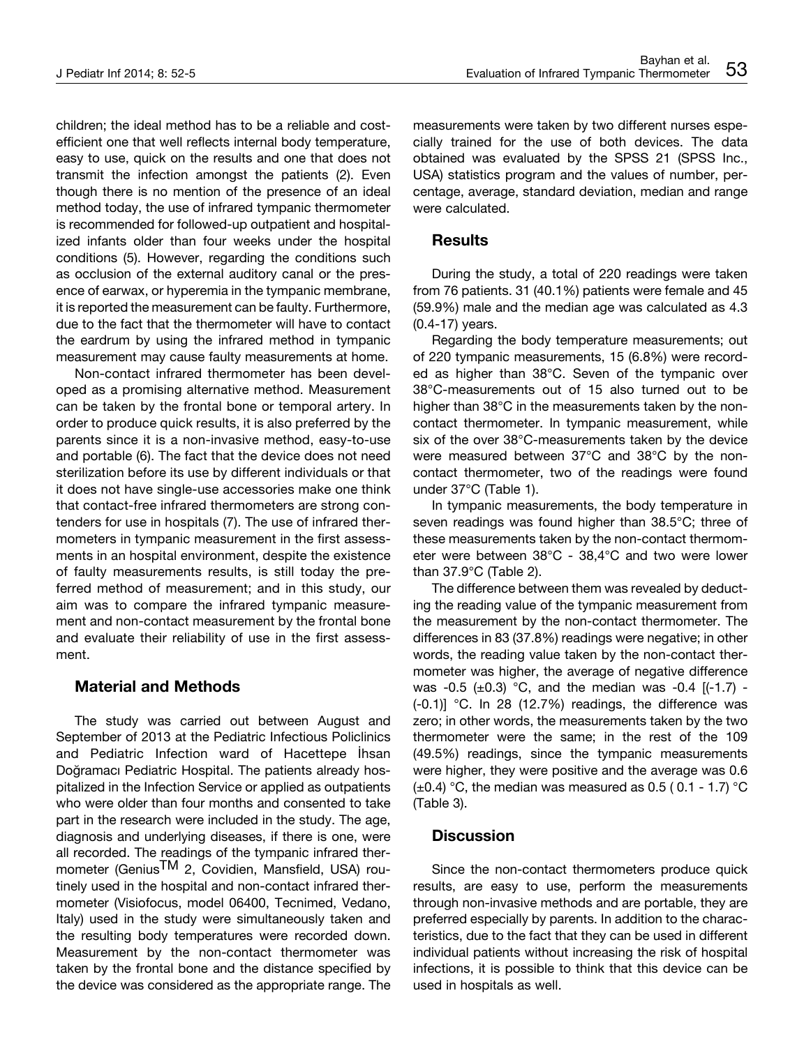children; the ideal method has to be a reliable and cost-efficient one that well reflects internal body temperature, easy to use, quick on the results and one that does not transmit the infection amongst the patients (2). Even though there is no mention of the presence of an ideal method today, the use of infrared tympanic thermometer is recommended for followed-up outpatient and hospitalized infants older than four weeks under the hospital conditions (5). However, regarding the conditions such as occlusion of the external auditory canal or the presence of earwax, or hyperemia in the tympanic membrane, it is reported the measurement can be faulty. Furthermore, due to the fact that the thermometer will have to contact the eardrum by using the infrared method in tympanic measurement may cause faulty measurements at home.

Non-contact infrared thermometer has been developed as a promising alternative method. Measurement can be taken by the frontal bone or temporal artery. In order to produce quick results, it is also preferred by the parents since it is a non-invasive method, easy-to-use and portable (6). The fact that the device does not need sterilization before its use by different individuals or that it does not have single-use accessories make one think that contact-free infrared thermometers are strong contenders for use in hospitals (7). The use of infrared thermometers in tympanic measurement in the first assessments in an hospital environment, despite the existence of faulty measurements results, is still today the preferred method of measurement; and in this study, our aim was to compare the infrared tympanic measurement and non-contact measurement by the frontal bone and evaluate their reliability of use in the first assessment.

## Material and Methods

The study was carried out between August and September of 2013 at the Pediatric Infectious Policlinics and Pediatric Infection ward of Hacettepe İhsan Doğramacı Pediatric Hospital. The patients already hospitalized in the Infection Service or applied as outpatients who were older than four months and consented to take part in the research were included in the study. The age, diagnosis and underlying diseases, if there is one, were all recorded. The readings of the tympanic infrared thermometer (Genius™ 2, Covidien, Mansfield, USA) routinely used in the hospital and non-contact infrared thermometer (Visiofocus, model 06400, Tecnimed, Vedano, Italy) used in the study were simultaneously taken and the resulting body temperatures were recorded down. Measurement by the non-contact thermometer was taken by the frontal bone and the distance specified by the device was considered as the appropriate range. The measurements were taken by two different nurses especially trained for the use of both devices. The data obtained was evaluated by the SPSS 21 (SPSS Inc., USA) statistics program and the values of number, percentage, average, standard deviation, median and range were calculated.

## Results

During the study, a total of 220 readings were taken from 76 patients. 31 (40.1%) patients were female and 45 (59.9%) male and the median age was calculated as 4.3 (0.4-17) years.

Regarding the body temperature measurements; out of 220 tympanic measurements, 15 (6.8%) were recorded as higher than 38°C. Seven of the tympanic over 38°C-measurements out of 15 also turned out to be higher than 38°C in the measurements taken by the non-contact thermometer. In tympanic measurement, while six of the over 38°C-measurements taken by the device were measured between 37°C and 38°C by the non-contact thermometer, two of the readings were found under 37°C (Table 1).

In tympanic measurements, the body temperature in seven readings was found higher than 38.5°C; three of these measurements taken by the non-contact thermometer were between 38°C - 38,4°C and two were lower than 37.9°C (Table 2).

The difference between them was revealed by deducting the reading value of the tympanic measurement from the measurement by the non-contact thermometer. The differences in 83 (37.8%) readings were negative; in other words, the reading value taken by the non-contact thermometer was higher, the average of negative difference was -0.5 (±0.3) °C, and the median was -0.4 [(-1.7) - (-0.1)] °C. In 28 (12.7%) readings, the difference was zero; in other words, the measurements taken by the two thermometer were the same; in the rest of the 109 (49.5%) readings, since the tympanic measurements were higher, they were positive and the average was 0.6 (±0.4) °C, the median was measured as 0.5 ( 0.1 - 1.7) °C (Table 3).

## Discussion

Since the non-contact thermometers produce quick results, are easy to use, perform the measurements through non-invasive methods and are portable, they are preferred especially by parents. In addition to the characteristics, due to the fact that they can be used in different individual patients without increasing the risk of hospital infections, it is possible to think that this device can be used in hospitals as well.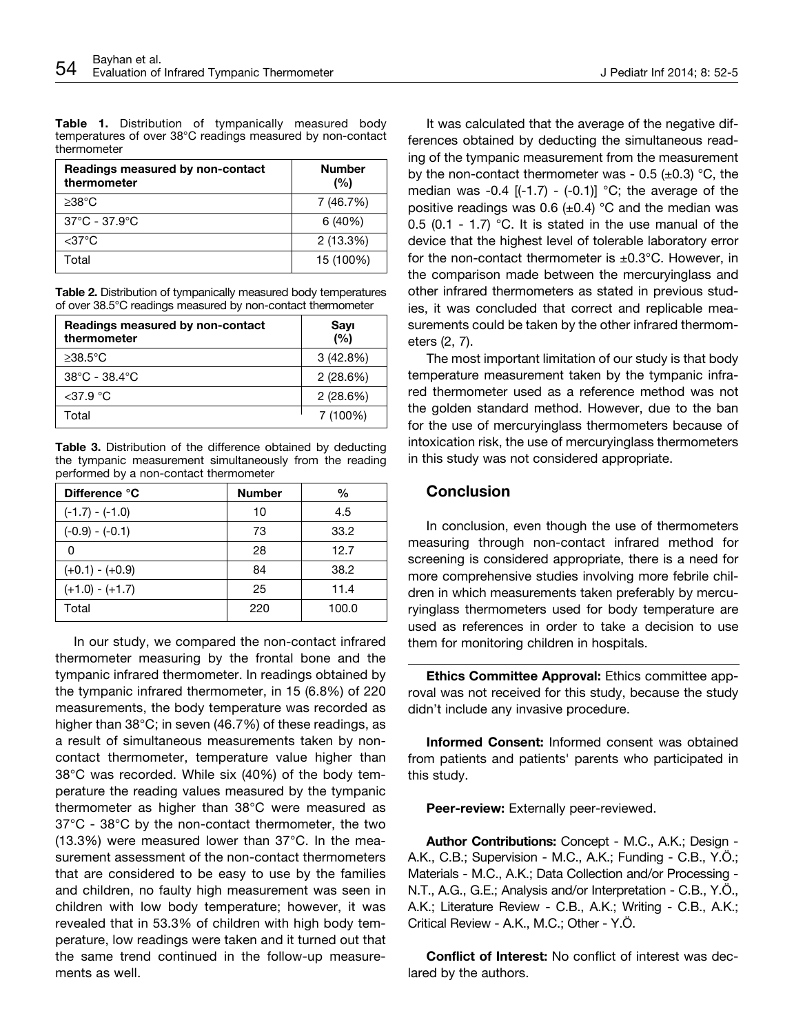**Table 1.** Distribution of tympanically measured body temperatures of over 38°C readings measured by non-contact thermometer

| Readings measured by non-contact thermometer | Number (%) |
|---|---|
| ≥38°C | 7 (46.7%) |
| 37°C - 37.9°C | 6 (40%) |
| <37°C | 2 (13.3%) |
| Total | 15 (100%) |

**Table 2.** Distribution of tympanically measured body temperatures of over 38.5°C readings measured by non-contact thermometer

| Readings measured by non-contact thermometer | Sayı (%) |
|---|---|
| ≥38.5°C | 3 (42.8%) |
| 38°C - 38.4°C | 2 (28.6%) |
| <37.9 °C | 2 (28.6%) |
| Total | 7 (100%) |

**Table 3.** Distribution of the difference obtained by deducting the tympanic measurement simultaneously from the reading performed by a non-contact thermometer

| Difference °C | Number | % |
|---|---|---|
| (-1.7) - (-1.0) | 10 | 4.5 |
| (-0.9) - (-0.1) | 73 | 33.2 |
| 0 | 28 | 12.7 |
| (+0.1) - (+0.9) | 84 | 38.2 |
| (+1.0) - (+1.7) | 25 | 11.4 |
| Total | 220 | 100.0 |

In our study, we compared the non-contact infrared thermometer measuring by the frontal bone and the tympanic infrared thermometer. In readings obtained by the tympanic infrared thermometer, in 15 (6.8%) of 220 measurements, the body temperature was recorded as higher than 38°C; in seven (46.7%) of these readings, as a result of simultaneous measurements taken by non-contact thermometer, temperature value higher than 38°C was recorded. While six (40%) of the body temperature the reading values measured by the tympanic thermometer as higher than 38°C were measured as 37°C - 38°C by the non-contact thermometer, the two (13.3%) were measured lower than 37°C. In the measurement assessment of the non-contact thermometers that are considered to be easy to use by the families and children, no faulty high measurement was seen in children with low body temperature; however, it was revealed that in 53.3% of children with high body temperature, low readings were taken and it turned out that the same trend continued in the follow-up measurements as well.

It was calculated that the average of the negative differences obtained by deducting the simultaneous reading of the tympanic measurement from the measurement by the non-contact thermometer was - 0.5 (±0.3) °C, the median was -0.4 [(-1.7) - (-0.1)] °C; the average of the positive readings was 0.6 (±0.4) °C and the median was 0.5 (0.1 - 1.7) °C. It is stated in the use manual of the device that the highest level of tolerable laboratory error for the non-contact thermometer is ±0.3°C. However, in the comparison made between the mercuryinglass and other infrared thermometers as stated in previous studies, it was concluded that correct and replicable measurements could be taken by the other infrared thermometers (2, 7).

The most important limitation of our study is that body temperature measurement taken by the tympanic infrared thermometer used as a reference method was not the golden standard method. However, due to the ban for the use of mercuryinglass thermometers because of intoxication risk, the use of mercuryinglass thermometers in this study was not considered appropriate.

## Conclusion

In conclusion, even though the use of thermometers measuring through non-contact infrared method for screening is considered appropriate, there is a need for more comprehensive studies involving more febrile children in which measurements taken preferably by mercuryinglass thermometers used for body temperature are used as references in order to take a decision to use them for monitoring children in hospitals.

**Ethics Committee Approval:** Ethics committee approval was not received for this study, because the study didn't include any invasive procedure.

**Informed Consent:** Informed consent was obtained from patients and patients' parents who participated in this study.

**Peer-review:** Externally peer-reviewed.

**Author Contributions:** Concept - M.C., A.K.; Design - A.K., C.B.; Supervision - M.C., A.K.; Funding - C.B., Y.Ö.; Materials - M.C., A.K.; Data Collection and/or Processing - N.T., A.G., G.E.; Analysis and/or Interpretation - C.B., Y.Ö., A.K.; Literature Review - C.B., A.K.; Writing - C.B., A.K.; Critical Review - A.K., M.C.; Other - Y.Ö.

**Conflict of Interest:** No conflict of interest was declared by the authors.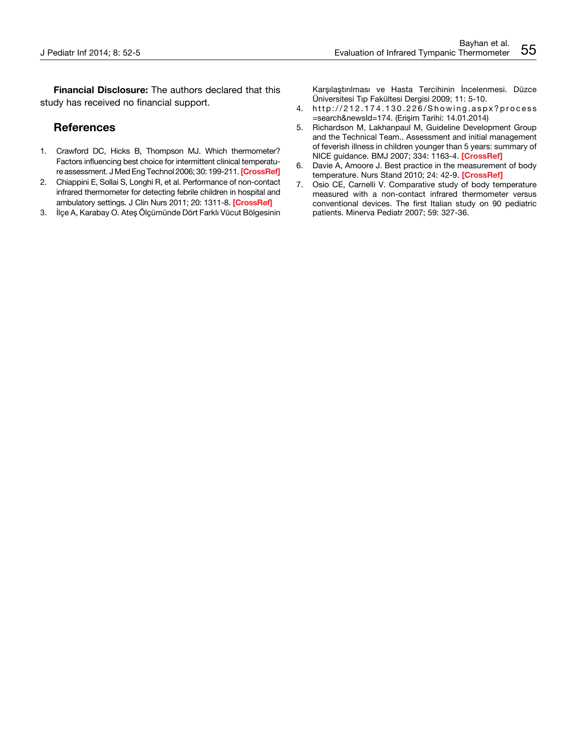**Financial Disclosure:** The authors declared that this study has received no financial support.

## References

1. Crawford DC, Hicks B, Thompson MJ. Which thermometer? Factors influencing best choice for intermittent clinical temperature assessment. J Med Eng Technol 2006; 30: 199-211. [CrossRef]
2. Chiappini E, Sollai S, Longhi R, et al. Performance of non-contact infrared thermometer for detecting febrile children in hospital and ambulatory settings. J Clin Nurs 2011; 20: 1311-8. [CrossRef]
3. İlçe A, Karabay O. Ateş Ölçümünde Dört Farklı Vücut Bölgesinin Karşılaştırılması ve Hasta Tercihinin İncelenmesi. Düzce Üniversitesi Tıp Fakültesi Dergisi 2009; 11: 5-10.
4. http://212.174.130.226/Showing.aspx?process=search&newsId=174. (Erişim Tarihi: 14.01.2014)
5. Richardson M, Lakhanpaul M, Guideline Development Group and the Technical Team.. Assessment and initial management of feverish illness in children younger than 5 years: summary of NICE guidance. BMJ 2007; 334: 1163-4. [CrossRef]
6. Davie A, Amoore J. Best practice in the measurement of body temperature. Nurs Stand 2010; 24: 42-9. [CrossRef]
7. Osio CE, Carnelli V. Comparative study of body temperature measured with a non-contact infrared thermometer versus conventional devices. The first Italian study on 90 pediatric patients. Minerva Pediatr 2007; 59: 327-36.